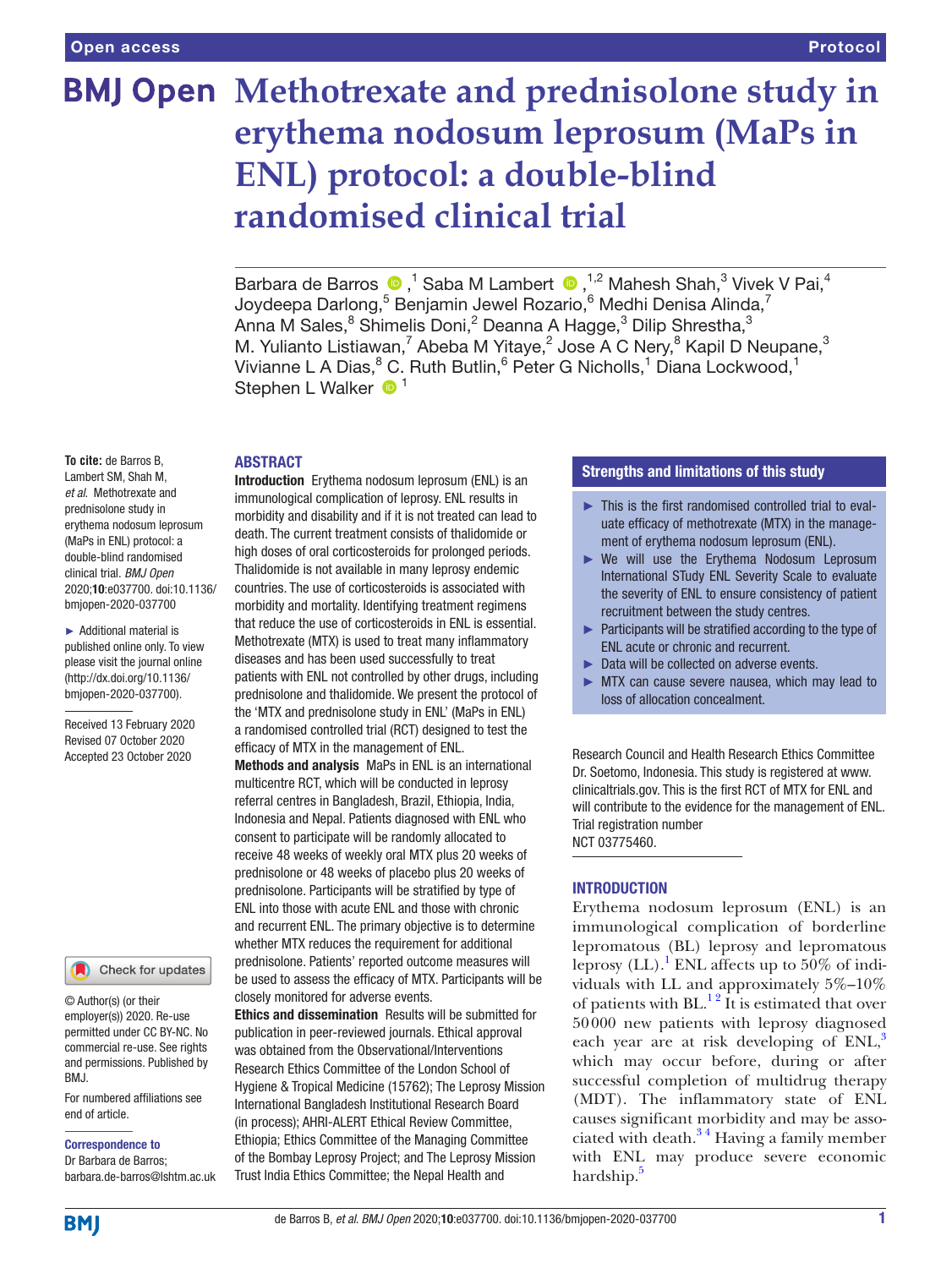Open access | Protocol

# Methotrexate and prednisolone study in erythema nodosum leprosum (MaPs in ENL) protocol: a double-blind randomised clinical trial

Barbara de Barros,[1] Saba M Lambert,[1,2] Mahesh Shah,[3] Vivek V Pai,[4] Joydeepa Darlong,[5] Benjamin Jewel Rozario,[6] Medhi Denisa Alinda,[7] Anna M Sales,[8] Shimelis Doni,[2] Deanna A Hagge,[3] Dilip Shrestha,[3] M. Yulianto Listiawan,[7] Abeba M Yitaye,[2] Jose A C Nery,[8] Kapil D Neupane,[3] Vivianne L A Dias,[8] C. Ruth Butlin,[6] Peter G Nicholls,[1] Diana Lockwood,[1] Stephen L Walker[1]

**To cite:** de Barros B, Lambert SM, Shah M, *et al*. Methotrexate and prednisolone study in erythema nodosum leprosum (MaPs in ENL) protocol: a double-blind randomised clinical trial. *BMJ Open* 2020;**10**:e037700. doi:10.1136/bmjopen-2020-037700

► Additional material is published online only. To view please visit the journal online (http://dx.doi.org/10.1136/bmjopen-2020-037700).

Received 13 February 2020
Revised 07 October 2020
Accepted 23 October 2020

© Author(s) (or their employer(s)) 2020. Re-use permitted under CC BY-NC. No commercial re-use. See rights and permissions. Published by BMJ.

For numbered affiliations see end of article.

**Correspondence to**
Dr Barbara de Barros;
barbara.de-barros@lshtm.ac.uk

## ABSTRACT

**Introduction** Erythema nodosum leprosum (ENL) is an immunological complication of leprosy. ENL results in morbidity and disability and if it is not treated can lead to death. The current treatment consists of thalidomide or high doses of oral corticosteroids for prolonged periods. Thalidomide is not available in many leprosy endemic countries. The use of corticosteroids is associated with morbidity and mortality. Identifying treatment regimens that reduce the use of corticosteroids in ENL is essential. Methotrexate (MTX) is used to treat many inflammatory diseases and has been used successfully to treat patients with ENL not controlled by other drugs, including prednisolone and thalidomide. We present the protocol of the 'MTX and prednisolone study in ENL' (MaPs in ENL) a randomised controlled trial (RCT) designed to test the efficacy of MTX in the management of ENL.

**Methods and analysis** MaPs in ENL is an international multicentre RCT, which will be conducted in leprosy referral centres in Bangladesh, Brazil, Ethiopia, India, Indonesia and Nepal. Patients diagnosed with ENL who consent to participate will be randomly allocated to receive 48 weeks of weekly oral MTX plus 20 weeks of prednisolone or 48 weeks of placebo plus 20 weeks of prednisolone. Participants will be stratified by type of ENL into those with acute ENL and those with chronic and recurrent ENL. The primary objective is to determine whether MTX reduces the requirement for additional prednisolone. Patients' reported outcome measures will be used to assess the efficacy of MTX. Participants will be closely monitored for adverse events.

**Ethics and dissemination** Results will be submitted for publication in peer-reviewed journals. Ethical approval was obtained from the Observational/Interventions Research Ethics Committee of the London School of Hygiene & Tropical Medicine (15762); The Leprosy Mission International Bangladesh Institutional Research Board (in process); AHRI-ALERT Ethical Review Committee, Ethiopia; Ethics Committee of the Managing Committee of the Bombay Leprosy Project; and The Leprosy Mission Trust India Ethics Committee; the Nepal Health and Research Council and Health Research Ethics Committee Dr. Soetomo, Indonesia. This study is registered at www.clinicaltrials.gov. This is the first RCT of MTX for ENL and will contribute to the evidence for the management of ENL.

Trial registration number
NCT 03775460.

### Strengths and limitations of this study

- This is the first randomised controlled trial to evaluate efficacy of methotrexate (MTX) in the management of erythema nodosum leprosum (ENL).
- We will use the Erythema Nodosum Leprosum International STudy ENL Severity Scale to evaluate the severity of ENL to ensure consistency of patient recruitment between the study centres.
- Participants will be stratified according to the type of ENL acute or chronic and recurrent.
- Data will be collected on adverse events.
- MTX can cause severe nausea, which may lead to loss of allocation concealment.

## INTRODUCTION

Erythema nodosum leprosum (ENL) is an immunological complication of borderline lepromatous (BL) leprosy and lepromatous leprosy (LL).[1] ENL affects up to 50% of individuals with LL and approximately 5%–10% of patients with BL.[1,2] It is estimated that over 50000 new patients with leprosy diagnosed each year are at risk developing of ENL,[3] which may occur before, during or after successful completion of multidrug therapy (MDT). The inflammatory state of ENL causes significant morbidity and may be associated with death.[3,4] Having a family member with ENL may produce severe economic hardship.[5]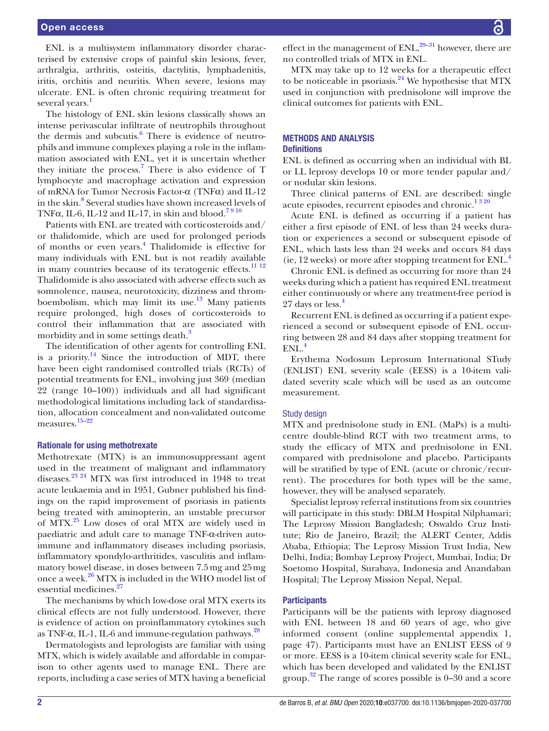ENL is a multisystem inflammatory disorder characterised by extensive crops of painful skin lesions, fever, arthralgia, arthritis, osteitis, dactylitis, lymphadenitis, iritis, orchitis and neuritis. When severe, lesions may ulcerate. ENL is often chronic requiring treatment for several years.[1]

The histology of ENL skin lesions classically shows an intense perivascular infiltrate of neutrophils throughout the dermis and subcutis.[6] There is evidence of neutrophils and immune complexes playing a role in the inflammation associated with ENL, yet it is uncertain whether they initiate the process.[7] There is also evidence of T lymphocyte and macrophage activation and expression of mRNA for Tumor Necrosis Factor-α (TNFα) and IL-12 in the skin.[8] Several studies have shown increased levels of TNFα, IL-6, IL-12 and IL-17, in skin and blood.[7,9,10]

Patients with ENL are treated with corticosteroids and/or thalidomide, which are used for prolonged periods of months or even years.[4] Thalidomide is effective for many individuals with ENL but is not readily available in many countries because of its teratogenic effects.[11,12] Thalidomide is also associated with adverse effects such as somnolence, nausea, neurotoxicity, dizziness and thromboembolism, which may limit its use.[13] Many patients require prolonged, high doses of corticosteroids to control their inflammation that are associated with morbidity and in some settings death.[3]

The identification of other agents for controlling ENL is a priority.[14] Since the introduction of MDT, there have been eight randomised controlled trials (RCTs) of potential treatments for ENL, involving just 369 (median 22 (range 10–100)) individuals and all had significant methodological limitations including lack of standardisation, allocation concealment and non-validated outcome measures.[15–22]

### Rationale for using methotrexate

Methotrexate (MTX) is an immunosuppressant agent used in the treatment of malignant and inflammatory diseases.[23,24] MTX was first introduced in 1948 to treat acute leukaemia and in 1951, Gubner published his findings on the rapid improvement of psoriasis in patients being treated with aminopterin, an unstable precursor of MTX.[25] Low doses of oral MTX are widely used in paediatric and adult care to manage TNF-α-driven autoimmune and inflammatory diseases including psoriasis, inflammatory spondylo-arthritides, vasculitis and inflammatory bowel disease, in doses between 7.5 mg and 25 mg once a week.[26] MTX is included in the WHO model list of essential medicines.[27]

The mechanisms by which low-dose oral MTX exerts its clinical effects are not fully understood. However, there is evidence of action on proinflammatory cytokines such as TNF-α, IL-1, IL-6 and immune-regulation pathways.[28]

Dermatologists and leprologists are familiar with using MTX, which is widely available and affordable in comparison to other agents used to manage ENL. There are reports, including a case series of MTX having a beneficial effect in the management of ENL,[29–31] however, there are no controlled trials of MTX in ENL.

MTX may take up to 12 weeks for a therapeutic effect to be noticeable in psoriasis.[24] We hypothesise that MTX used in conjunction with prednisolone will improve the clinical outcomes for patients with ENL.

## METHODS AND ANALYSIS

### Definitions

ENL is defined as occurring when an individual with BL or LL leprosy develops 10 or more tender papular and/or nodular skin lesions.

Three clinical patterns of ENL are described: single acute episodes, recurrent episodes and chronic.[1,3,20]

Acute ENL is defined as occurring if a patient has either a first episode of ENL of less than 24 weeks duration or experiences a second or subsequent episode of ENL, which lasts less than 24 weeks and occurs 84 days (ie, 12 weeks) or more after stopping treatment for ENL.[4]

Chronic ENL is defined as occurring for more than 24 weeks during which a patient has required ENL treatment either continuously or where any treatment-free period is 27 days or less.[4]

Recurrent ENL is defined as occurring if a patient experienced a second or subsequent episode of ENL occurring between 28 and 84 days after stopping treatment for ENL.[4]

Erythema Nodosum Leprosum International STudy (ENLIST) ENL severity scale (EESS) is a 10-item validated severity scale which will be used as an outcome measurement.

### Study design

MTX and prednisolone study in ENL (MaPs) is a multicentre double-blind RCT with two treatment arms, to study the efficacy of MTX and prednisolone in ENL compared with prednisolone and placebo. Participants will be stratified by type of ENL (acute or chronic/recurrent). The procedures for both types will be the same, however, they will be analysed separately.

Specialist leprosy referral institutions from six countries will participate in this study: DBLM Hospital Nilphamari; The Leprosy Mission Bangladesh; Oswaldo Cruz Institute; Rio de Janeiro, Brazil; the ALERT Center, Addis Ababa, Ethiopia; The Leprosy Mission Trust India, New Delhi, India; Bombay Leprosy Project, Mumbai, India; Dr Soetomo Hospital, Surabaya, Indonesia and Anandaban Hospital; The Leprosy Mission Nepal, Nepal.

### Participants

Participants will be the patients with leprosy diagnosed with ENL between 18 and 60 years of age, who give informed consent (online supplemental appendix 1, page 47). Participants must have an ENLIST EESS of 9 or more. EESS is a 10-item clinical severity scale for ENL, which has been developed and validated by the ENLIST group.[32] The range of scores possible is 0–30 and a score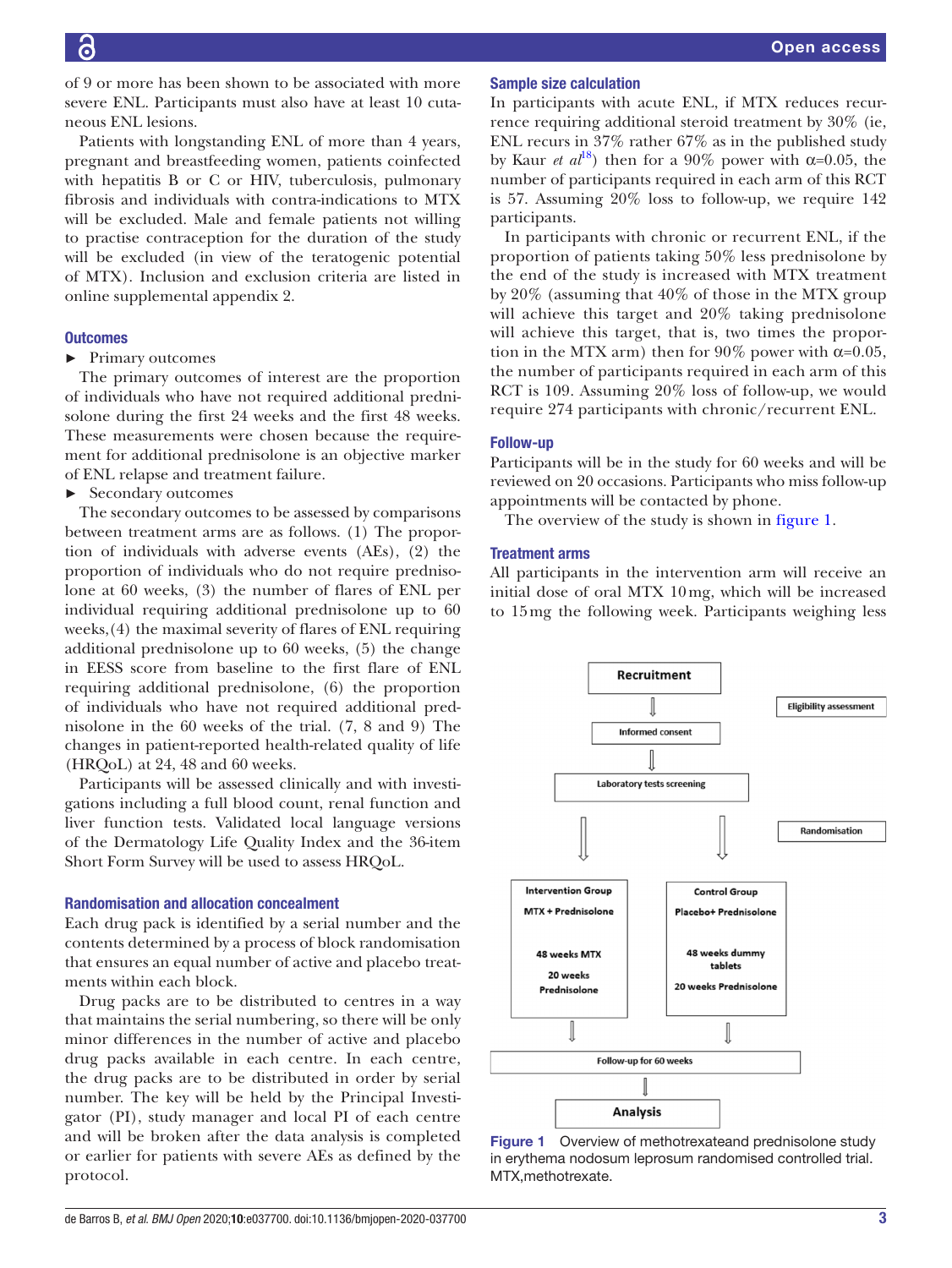of 9 or more has been shown to be associated with more severe ENL. Participants must also have at least 10 cutaneous ENL lesions.

Patients with longstanding ENL of more than 4 years, pregnant and breastfeeding women, patients coinfected with hepatitis B or C or HIV, tuberculosis, pulmonary fibrosis and individuals with contra-indications to MTX will be excluded. Male and female patients not willing to practise contraception for the duration of the study will be excluded (in view of the teratogenic potential of MTX). Inclusion and exclusion criteria are listed in online supplemental appendix 2.

### Outcomes

- Primary outcomes

The primary outcomes of interest are the proportion of individuals who have not required additional prednisolone during the first 24 weeks and the first 48 weeks. These measurements were chosen because the requirement for additional prednisolone is an objective marker of ENL relapse and treatment failure.

- Secondary outcomes

The secondary outcomes to be assessed by comparisons between treatment arms are as follows. (1) The proportion of individuals with adverse events (AEs), (2) the proportion of individuals who do not require prednisolone at 60 weeks, (3) the number of flares of ENL per individual requiring additional prednisolone up to 60 weeks,(4) the maximal severity of flares of ENL requiring additional prednisolone up to 60 weeks, (5) the change in EESS score from baseline to the first flare of ENL requiring additional prednisolone, (6) the proportion of individuals who have not required additional prednisolone in the 60 weeks of the trial. (7, 8 and 9) The changes in patient-reported health-related quality of life (HRQoL) at 24, 48 and 60 weeks.

Participants will be assessed clinically and with investigations including a full blood count, renal function and liver function tests. Validated local language versions of the Dermatology Life Quality Index and the 36-item Short Form Survey will be used to assess HRQoL.

### Randomisation and allocation concealment

Each drug pack is identified by a serial number and the contents determined by a process of block randomisation that ensures an equal number of active and placebo treatments within each block.

Drug packs are to be distributed to centres in a way that maintains the serial numbering, so there will be only minor differences in the number of active and placebo drug packs available in each centre. In each centre, the drug packs are to be distributed in order by serial number. The key will be held by the Principal Investigator (PI), study manager and local PI of each centre and will be broken after the data analysis is completed or earlier for patients with severe AEs as defined by the protocol.

### Sample size calculation

In participants with acute ENL, if MTX reduces recurrence requiring additional steroid treatment by 30% (ie, ENL recurs in 37% rather 67% as in the published study by Kaur *et al*[18]) then for a 90% power with α=0.05, the number of participants required in each arm of this RCT is 57. Assuming 20% loss to follow-up, we require 142 participants.

In participants with chronic or recurrent ENL, if the proportion of patients taking 50% less prednisolone by the end of the study is increased with MTX treatment by 20% (assuming that 40% of those in the MTX group will achieve this target and 20% taking prednisolone will achieve this target, that is, two times the proportion in the MTX arm) then for 90% power with α=0.05, the number of participants required in each arm of this RCT is 109. Assuming 20% loss of follow-up, we would require 274 participants with chronic/recurrent ENL.

### Follow-up

Participants will be in the study for 60 weeks and will be reviewed on 20 occasions. Participants who miss follow-up appointments will be contacted by phone.

The overview of the study is shown in figure 1.

### Treatment arms

All participants in the intervention arm will receive an initial dose of oral MTX 10 mg, which will be increased to 15 mg the following week. Participants weighing less

Recruitment → Eligibility assessment → Informed consent → Laboratory tests screening → Randomisation

| Intervention Group | Control Group |
|---|---|
| MTX + Prednisolone | Placebo+ Prednisolone |
| 48 weeks MTX | 48 weeks dummy tablets |
| 20 weeks Prednisolone | 20 weeks Prednisolone |

Follow-up for 60 weeks → Analysis

**Figure 1** Overview of methotrexateand prednisolone study in erythema nodosum leprosum randomised controlled trial. MTX,methotrexate.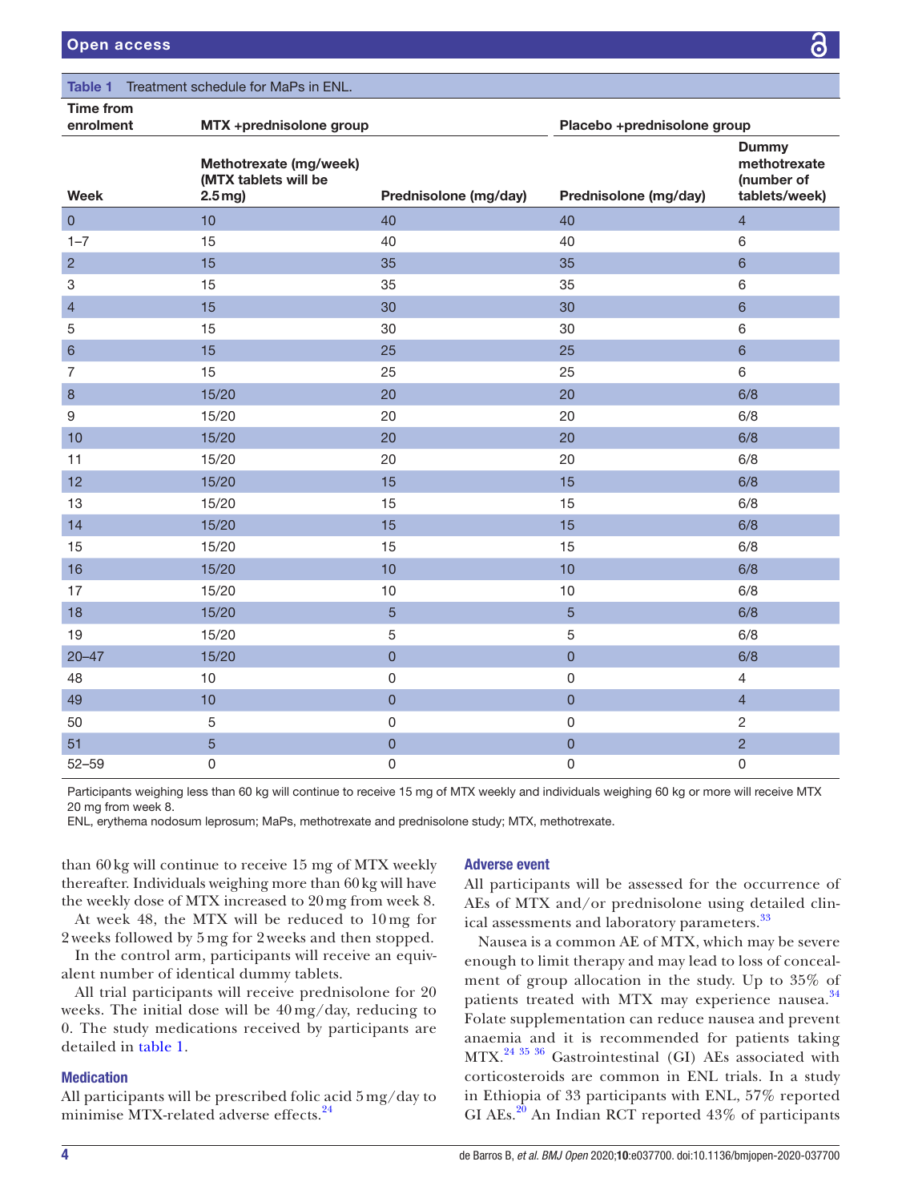Table 1 Treatment schedule for MaPs in ENL.

| Time from enrolment | MTX +prednisolone group | | Placebo +prednisolone group | |
|---|---|---|---|---|
| Week | Methotrexate (mg/week) (MTX tablets will be 2.5 mg) | Prednisolone (mg/day) | Prednisolone (mg/day) | Dummy methotrexate (number of tablets/week) |
| 0 | 10 | 40 | 40 | 4 |
| 1–7 | 15 | 40 | 40 | 6 |
| 2 | 15 | 35 | 35 | 6 |
| 3 | 15 | 35 | 35 | 6 |
| 4 | 15 | 30 | 30 | 6 |
| 5 | 15 | 30 | 30 | 6 |
| 6 | 15 | 25 | 25 | 6 |
| 7 | 15 | 25 | 25 | 6 |
| 8 | 15/20 | 20 | 20 | 6/8 |
| 9 | 15/20 | 20 | 20 | 6/8 |
| 10 | 15/20 | 20 | 20 | 6/8 |
| 11 | 15/20 | 20 | 20 | 6/8 |
| 12 | 15/20 | 15 | 15 | 6/8 |
| 13 | 15/20 | 15 | 15 | 6/8 |
| 14 | 15/20 | 15 | 15 | 6/8 |
| 15 | 15/20 | 15 | 15 | 6/8 |
| 16 | 15/20 | 10 | 10 | 6/8 |
| 17 | 15/20 | 10 | 10 | 6/8 |
| 18 | 15/20 | 5 | 5 | 6/8 |
| 19 | 15/20 | 5 | 5 | 6/8 |
| 20–47 | 15/20 | 0 | 0 | 6/8 |
| 48 | 10 | 0 | 0 | 4 |
| 49 | 10 | 0 | 0 | 4 |
| 50 | 5 | 0 | 0 | 2 |
| 51 | 5 | 0 | 0 | 2 |
| 52–59 | 0 | 0 | 0 | 0 |

Participants weighing less than 60 kg will continue to receive 15 mg of MTX weekly and individuals weighing 60 kg or more will receive MTX 20 mg from week 8.
ENL, erythema nodosum leprosum; MaPs, methotrexate and prednisolone study; MTX, methotrexate.

than 60 kg will continue to receive 15 mg of MTX weekly thereafter. Individuals weighing more than 60 kg will have the weekly dose of MTX increased to 20 mg from week 8.

At week 48, the MTX will be reduced to 10 mg for 2 weeks followed by 5 mg for 2 weeks and then stopped.

In the control arm, participants will receive an equivalent number of identical dummy tablets.

All trial participants will receive prednisolone for 20 weeks. The initial dose will be 40 mg/day, reducing to 0. The study medications received by participants are detailed in table 1.

### Medication

All participants will be prescribed folic acid 5 mg/day to minimise MTX-related adverse effects.[24]

### Adverse event

All participants will be assessed for the occurrence of AEs of MTX and/or prednisolone using detailed clinical assessments and laboratory parameters.[33]

Nausea is a common AE of MTX, which may be severe enough to limit therapy and may lead to loss of concealment of group allocation in the study. Up to 35% of patients treated with MTX may experience nausea.[34] Folate supplementation can reduce nausea and prevent anaemia and it is recommended for patients taking MTX.[24 35 36] Gastrointestinal (GI) AEs associated with corticosteroids are common in ENL trials. In a study in Ethiopia of 33 participants with ENL, 57% reported GI AEs.[20] An Indian RCT reported 43% of participants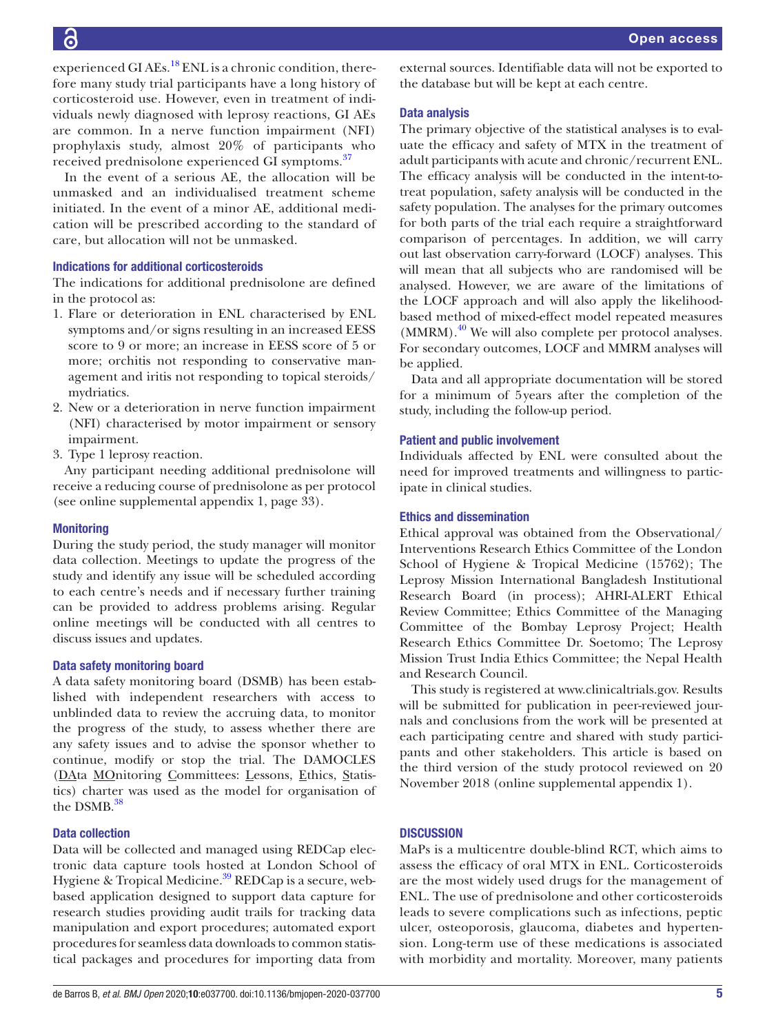experienced GI AEs.[18] ENL is a chronic condition, therefore many study trial participants have a long history of corticosteroid use. However, even in treatment of individuals newly diagnosed with leprosy reactions, GI AEs are common. In a nerve function impairment (NFI) prophylaxis study, almost 20% of participants who received prednisolone experienced GI symptoms.[37]

In the event of a serious AE, the allocation will be unmasked and an individualised treatment scheme initiated. In the event of a minor AE, additional medication will be prescribed according to the standard of care, but allocation will not be unmasked.

### Indications for additional corticosteroids

The indications for additional prednisolone are defined in the protocol as:

1. Flare or deterioration in ENL characterised by ENL symptoms and/or signs resulting in an increased EESS score to 9 or more; an increase in EESS score of 5 or more; orchitis not responding to conservative management and iritis not responding to topical steroids/mydriatics.
2. New or a deterioration in nerve function impairment (NFI) characterised by motor impairment or sensory impairment.
3. Type 1 leprosy reaction.

Any participant needing additional prednisolone will receive a reducing course of prednisolone as per protocol (see online supplemental appendix 1, page 33).

### Monitoring

During the study period, the study manager will monitor data collection. Meetings to update the progress of the study and identify any issue will be scheduled according to each centre's needs and if necessary further training can be provided to address problems arising. Regular online meetings will be conducted with all centres to discuss issues and updates.

### Data safety monitoring board

A data safety monitoring board (DSMB) has been established with independent researchers with access to unblinded data to review the accruing data, to monitor the progress of the study, to assess whether there are any safety issues and to advise the sponsor whether to continue, modify or stop the trial. The DAMOCLES (DAta MOnitoring Committees: Lessons, Ethics, Statistics) charter was used as the model for organisation of the DSMB.[38]

### Data collection

Data will be collected and managed using REDCap electronic data capture tools hosted at London School of Hygiene & Tropical Medicine.[39] REDCap is a secure, web-based application designed to support data capture for research studies providing audit trails for tracking data manipulation and export procedures; automated export procedures for seamless data downloads to common statistical packages and procedures for importing data from external sources. Identifiable data will not be exported to the database but will be kept at each centre.

### Data analysis

The primary objective of the statistical analyses is to evaluate the efficacy and safety of MTX in the treatment of adult participants with acute and chronic/recurrent ENL. The efficacy analysis will be conducted in the intent-to-treat population, safety analysis will be conducted in the safety population. The analyses for the primary outcomes for both parts of the trial each require a straightforward comparison of percentages. In addition, we will carry out last observation carry-forward (LOCF) analyses. This will mean that all subjects who are randomised will be analysed. However, we are aware of the limitations of the LOCF approach and will also apply the likelihood-based method of mixed-effect model repeated measures (MMRM).[40] We will also complete per protocol analyses. For secondary outcomes, LOCF and MMRM analyses will be applied.

Data and all appropriate documentation will be stored for a minimum of 5 years after the completion of the study, including the follow-up period.

### Patient and public involvement

Individuals affected by ENL were consulted about the need for improved treatments and willingness to participate in clinical studies.

### Ethics and dissemination

Ethical approval was obtained from the Observational/Interventions Research Ethics Committee of the London School of Hygiene & Tropical Medicine (15762); The Leprosy Mission International Bangladesh Institutional Research Board (in process); AHRI-ALERT Ethical Review Committee; Ethics Committee of the Managing Committee of the Bombay Leprosy Project; Health Research Ethics Committee Dr. Soetomo; The Leprosy Mission Trust India Ethics Committee; the Nepal Health and Research Council.

This study is registered at www.clinicaltrials.gov. Results will be submitted for publication in peer-reviewed journals and conclusions from the work will be presented at each participating centre and shared with study participants and other stakeholders. This article is based on the third version of the study protocol reviewed on 20 November 2018 (online supplemental appendix 1).

## DISCUSSION

MaPs is a multicentre double-blind RCT, which aims to assess the efficacy of oral MTX in ENL. Corticosteroids are the most widely used drugs for the management of ENL. The use of prednisolone and other corticosteroids leads to severe complications such as infections, peptic ulcer, osteoporosis, glaucoma, diabetes and hypertension. Long-term use of these medications is associated with morbidity and mortality. Moreover, many patients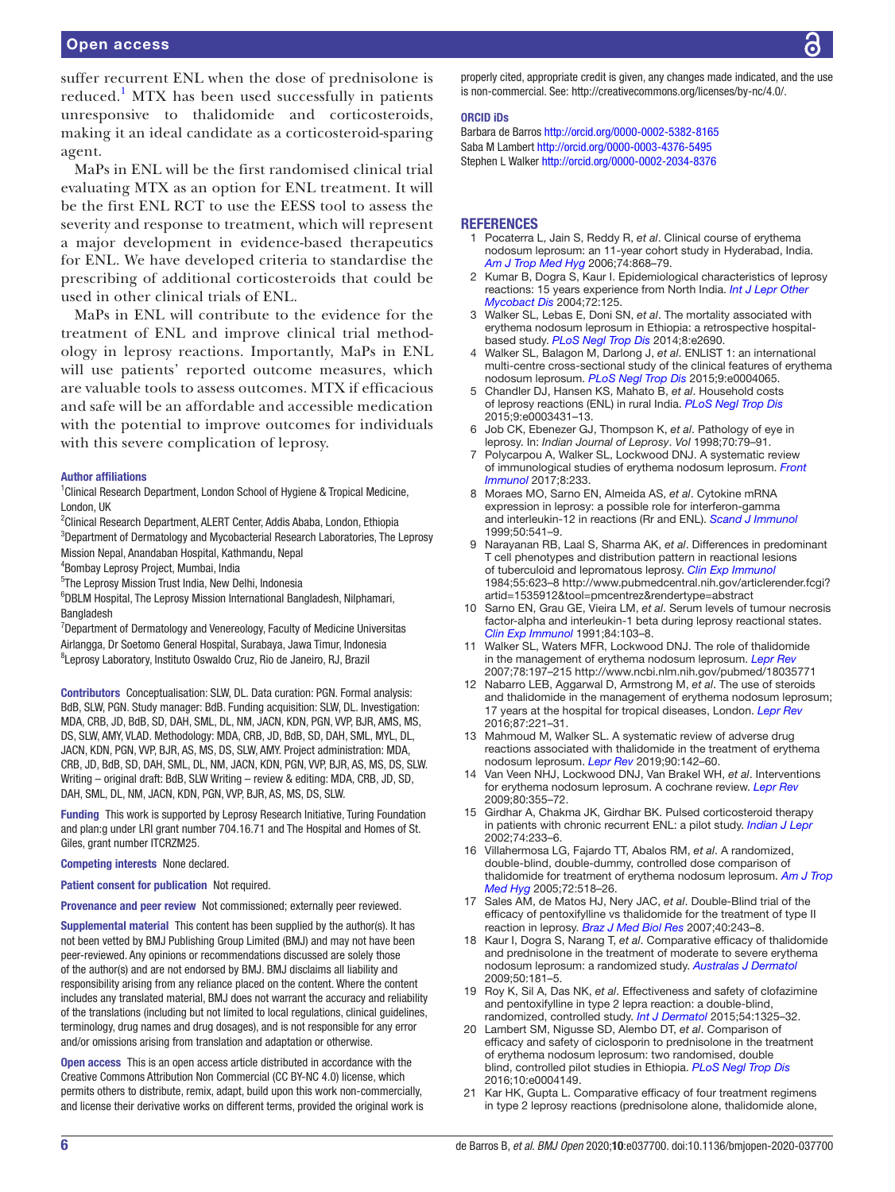suffer recurrent ENL when the dose of prednisolone is reduced.[1] MTX has been used successfully in patients unresponsive to thalidomide and corticosteroids, making it an ideal candidate as a corticosteroid-sparing agent.

MaPs in ENL will be the first randomised clinical trial evaluating MTX as an option for ENL treatment. It will be the first ENL RCT to use the EESS tool to assess the severity and response to treatment, which will represent a major development in evidence-based therapeutics for ENL. We have developed criteria to standardise the prescribing of additional corticosteroids that could be used in other clinical trials of ENL.

MaPs in ENL will contribute to the evidence for the treatment of ENL and improve clinical trial methodology in leprosy reactions. Importantly, MaPs in ENL will use patients' reported outcome measures, which are valuable tools to assess outcomes. MTX if efficacious and safe will be an affordable and accessible medication with the potential to improve outcomes for individuals with this severe complication of leprosy.

**Author affiliations**

[1]Clinical Research Department, London School of Hygiene & Tropical Medicine, London, UK
[2]Clinical Research Department, ALERT Center, Addis Ababa, London, Ethiopia
[3]Department of Dermatology and Mycobacterial Research Laboratories, The Leprosy Mission Nepal, Anandaban Hospital, Kathmandu, Nepal
[4]Bombay Leprosy Project, Mumbai, India
[5]The Leprosy Mission Trust India, New Delhi, Indonesia
[6]DBLM Hospital, The Leprosy Mission International Bangladesh, Nilphamari, Bangladesh
[7]Department of Dermatology and Venereology, Faculty of Medicine Universitas Airlangga, Dr Soetomo General Hospital, Surabaya, Jawa Timur, Indonesia
[8]Leprosy Laboratory, Instituto Oswaldo Cruz, Rio de Janeiro, RJ, Brazil

**Contributors** Conceptualisation: SLW, DL. Data curation: PGN. Formal analysis: BdB, SLW, PGN. Study manager: BdB. Funding acquisition: SLW, DL. Investigation: MDA, CRB, JD, BdB, SD, DAH, SML, DL, NM, JACN, KDN, PGN, VVP, BJR, AMS, MS, DS, SLW, AMY, VLAD. Methodology: MDA, CRB, JD, BdB, SD, DAH, SML, MYL, DL, JACN, KDN, PGN, VVP, BJR, AS, MS, DS, SLW, AMY. Project administration: MDA, CRB, JD, BdB, SD, DAH, SML, DL, NM, JACN, KDN, PGN, VVP, BJR, AS, MS, DS, SLW. Writing – original draft: BdB, SLW Writing – review & editing: MDA, CRB, JD, SD, DAH, SML, DL, NM, JACN, KDN, PGN, VVP, BJR, AS, MS, DS, SLW.

**Funding** This work is supported by Leprosy Research Initiative, Turing Foundation and plan:g under LRI grant number 704.16.71 and The Hospital and Homes of St. Giles, grant number ITCRZM25.

**Competing interests** None declared.

**Patient consent for publication** Not required.

**Provenance and peer review** Not commissioned; externally peer reviewed.

**Supplemental material** This content has been supplied by the author(s). It has not been vetted by BMJ Publishing Group Limited (BMJ) and may not have been peer-reviewed. Any opinions or recommendations discussed are solely those of the author(s) and are not endorsed by BMJ. BMJ disclaims all liability and responsibility arising from any reliance placed on the content. Where the content includes any translated material, BMJ does not warrant the accuracy and reliability of the translations (including but not limited to local regulations, clinical guidelines, terminology, drug names and drug dosages), and is not responsible for any error and/or omissions arising from translation and adaptation or otherwise.

**Open access** This is an open access article distributed in accordance with the Creative Commons Attribution Non Commercial (CC BY-NC 4.0) license, which permits others to distribute, remix, adapt, build upon this work non-commercially, and license their derivative works on different terms, provided the original work is properly cited, appropriate credit is given, any changes made indicated, and the use is non-commercial. See: http://creativecommons.org/licenses/by-nc/4.0/.

**ORCID iDs**

Barbara de Barros http://orcid.org/0000-0002-5382-8165
Saba M Lambert http://orcid.org/0000-0003-4376-5495
Stephen L Walker http://orcid.org/0000-0002-2034-8376

## REFERENCES

1. Pocaterra L, Jain S, Reddy R, *et al*. Clinical course of erythema nodosum leprosum: an 11-year cohort study in Hyderabad, India. *Am J Trop Med Hyg* 2006;74:868–79.
2. Kumar B, Dogra S, Kaur I. Epidemiological characteristics of leprosy reactions: 15 years experience from North India. *Int J Lepr Other Mycobact Dis* 2004;72:125.
3. Walker SL, Lebas E, Doni SN, *et al*. The mortality associated with erythema nodosum leprosum in Ethiopia: a retrospective hospital-based study. *PLoS Negl Trop Dis* 2014;8:e2690.
4. Walker SL, Balagon M, Darlong J, *et al*. ENLIST 1: an international multi-centre cross-sectional study of the clinical features of erythema nodosum leprosum. *PLoS Negl Trop Dis* 2015;9:e0004065.
5. Chandler DJ, Hansen KS, Mahato B, *et al*. Household costs of leprosy reactions (ENL) in rural India. *PLoS Negl Trop Dis* 2015;9:e0003431–13.
6. Job CK, Ebenezer GJ, Thompson K, *et al*. Pathology of eye in leprosy. In: *Indian Journal of Leprosy*. *Vol* 1998;70:79–91.
7. Polycarpou A, Walker SL, Lockwood DNJ. A systematic review of immunological studies of erythema nodosum leprosum. *Front Immunol* 2017;8:233.
8. Moraes MO, Sarno EN, Almeida AS, *et al*. Cytokine mRNA expression in leprosy: a possible role for interferon-gamma and interleukin-12 in reactions (Rr and ENL). *Scand J Immunol* 1999;50:541–9.
9. Narayanan RB, Laal S, Sharma AK, *et al*. Differences in predominant T cell phenotypes and distribution pattern in reactional lesions of tuberculoid and lepromatous leprosy. *Clin Exp Immunol* 1984;55:623–8 http://www.pubmedcentral.nih.gov/articlerender.fcgi?artid=1535912&tool=pmcentrez&rendertype=abstract
10. Sarno EN, Grau GE, Vieira LM, *et al*. Serum levels of tumour necrosis factor-alpha and interleukin-1 beta during leprosy reactional states. *Clin Exp Immunol* 1991;84:103–8.
11. Walker SL, Waters MFR, Lockwood DNJ. The role of thalidomide in the management of erythema nodosum leprosum. *Lepr Rev* 2007;78:197–215 http://www.ncbi.nlm.nih.gov/pubmed/18035771
12. Nabarro LEB, Aggarwal D, Armstrong M, *et al*. The use of steroids and thalidomide in the management of erythema nodosum leprosum; 17 years at the hospital for tropical diseases, London. *Lepr Rev* 2016;87:221–31.
13. Mahmoud M, Walker SL. A systematic review of adverse drug reactions associated with thalidomide in the treatment of erythema nodosum leprosum. *Lepr Rev* 2019;90:142–60.
14. Van Veen NHJ, Lockwood DNJ, Van Brakel WH, *et al*. Interventions for erythema nodosum leprosum. A cochrane review. *Lepr Rev* 2009;80:355–72.
15. Girdhar A, Chakma JK, Girdhar BK. Pulsed corticosteroid therapy in patients with chronic recurrent ENL: a pilot study. *Indian J Lepr* 2002;74:233–6.
16. Villahermosa LG, Fajardo TT, Abalos RM, *et al*. A randomized, double-blind, double-dummy, controlled dose comparison of thalidomide for treatment of erythema nodosum leprosum. *Am J Trop Med Hyg* 2005;72:518–26.
17. Sales AM, de Matos HJ, Nery JAC, *et al*. Double-Blind trial of the efficacy of pentoxifylline vs thalidomide for the treatment of type II reaction in leprosy. *Braz J Med Biol Res* 2007;40:243–8.
18. Kaur I, Dogra S, Narang T, *et al*. Comparative efficacy of thalidomide and prednisolone in the treatment of moderate to severe erythema nodosum leprosum: a randomized study. *Australas J Dermatol* 2009;50:181–5.
19. Roy K, Sil A, Das NK, *et al*. Effectiveness and safety of clofazimine and pentoxifylline in type 2 lepra reaction: a double-blind, randomized, controlled study. *Int J Dermatol* 2015;54:1325–32.
20. Lambert SM, Nigusse SD, Alembo DT, *et al*. Comparison of efficacy and safety of ciclosporin to prednisolone in the treatment of erythema nodosum leprosum: two randomised, double blind, controlled pilot studies in Ethiopia. *PLoS Negl Trop Dis* 2016;10:e0004149.
21. Kar HK, Gupta L. Comparative efficacy of four treatment regimens in type 2 leprosy reactions (prednisolone alone, thalidomide alone,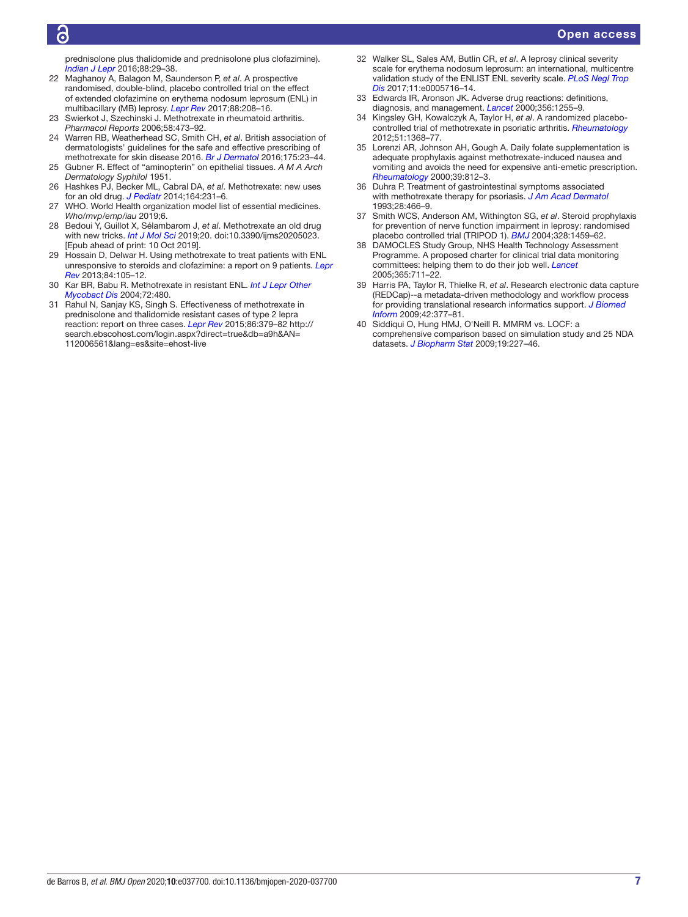prednisolone plus thalidomide and prednisolone plus clofazimine). *Indian J Lepr* 2016;88:29–38.

22 Maghanoy A, Balagon M, Saunderson P, *et al*. A prospective randomised, double-blind, placebo controlled trial on the effect of extended clofazimine on erythema nodosum leprosum (ENL) in multibacillary (MB) leprosy. *Lepr Rev* 2017;88:208–16.
23 Swierkot J, Szechinski J. Methotrexate in rheumatoid arthritis. *Pharmacol Reports* 2006;58:473–92.
24 Warren RB, Weatherhead SC, Smith CH, *et al*. British association of dermatologists' guidelines for the safe and effective prescribing of methotrexate for skin disease 2016. *Br J Dermatol* 2016;175:23–44.
25 Gubner R. Effect of "aminopterin" on epithelial tissues. *A M A Arch Dermatology Syphilol* 1951.
26 Hashkes PJ, Becker ML, Cabral DA, *et al*. Methotrexate: new uses for an old drug. *J Pediatr* 2014;164:231–6.
27 WHO. World Health organization model list of essential medicines. *Who/mvp/emp/iau* 2019;6.
28 Bedoui Y, Guillot X, Sélambarom J, *et al*. Methotrexate an old drug with new tricks. *Int J Mol Sci* 2019;20. doi:10.3390/ijms20205023. [Epub ahead of print: 10 Oct 2019].
29 Hossain D, Delwar H. Using methotrexate to treat patients with ENL unresponsive to steroids and clofazimine: a report on 9 patients. *Lepr Rev* 2013;84:105–12.
30 Kar BR, Babu R. Methotrexate in resistant ENL. *Int J Lepr Other Mycobact Dis* 2004;72:480.
31 Rahul N, Sanjay KS, Singh S. Effectiveness of methotrexate in prednisolone and thalidomide resistant cases of type 2 lepra reaction: report on three cases. *Lepr Rev* 2015;86:379–82 http://search.ebscohost.com/login.aspx?direct=true&db=a9h&AN=112006561&lang=es&site=ehost-live
32 Walker SL, Sales AM, Butlin CR, *et al*. A leprosy clinical severity scale for erythema nodosum leprosum: an international, multicentre validation study of the ENLIST ENL severity scale. *PLoS Negl Trop Dis* 2017;11:e0005716–14.
33 Edwards IR, Aronson JK. Adverse drug reactions: definitions, diagnosis, and management. *Lancet* 2000;356:1255–9.
34 Kingsley GH, Kowalczyk A, Taylor H, *et al*. A randomized placebo-controlled trial of methotrexate in psoriatic arthritis. *Rheumatology* 2012;51:1368–77.
35 Lorenzi AR, Johnson AH, Gough A. Daily folate supplementation is adequate prophylaxis against methotrexate-induced nausea and vomiting and avoids the need for expensive anti-emetic prescription. *Rheumatology* 2000;39:812–3.
36 Duhra P. Treatment of gastrointestinal symptoms associated with methotrexate therapy for psoriasis. *J Am Acad Dermatol* 1993;28:466–9.
37 Smith WCS, Anderson AM, Withington SG, *et al*. Steroid prophylaxis for prevention of nerve function impairment in leprosy: randomised placebo controlled trial (TRIPOD 1). *BMJ* 2004;328:1459–62.
38 DAMOCLES Study Group, NHS Health Technology Assessment Programme. A proposed charter for clinical trial data monitoring committees: helping them to do their job well. *Lancet* 2005;365:711–22.
39 Harris PA, Taylor R, Thielke R, *et al*. Research electronic data capture (REDCap)--a metadata-driven methodology and workflow process for providing translational research informatics support. *J Biomed Inform* 2009;42:377–81.
40 Siddiqui O, Hung HMJ, O'Neill R. MMRM vs. LOCF: a comprehensive comparison based on simulation study and 25 NDA datasets. *J Biopharm Stat* 2009;19:227–46.